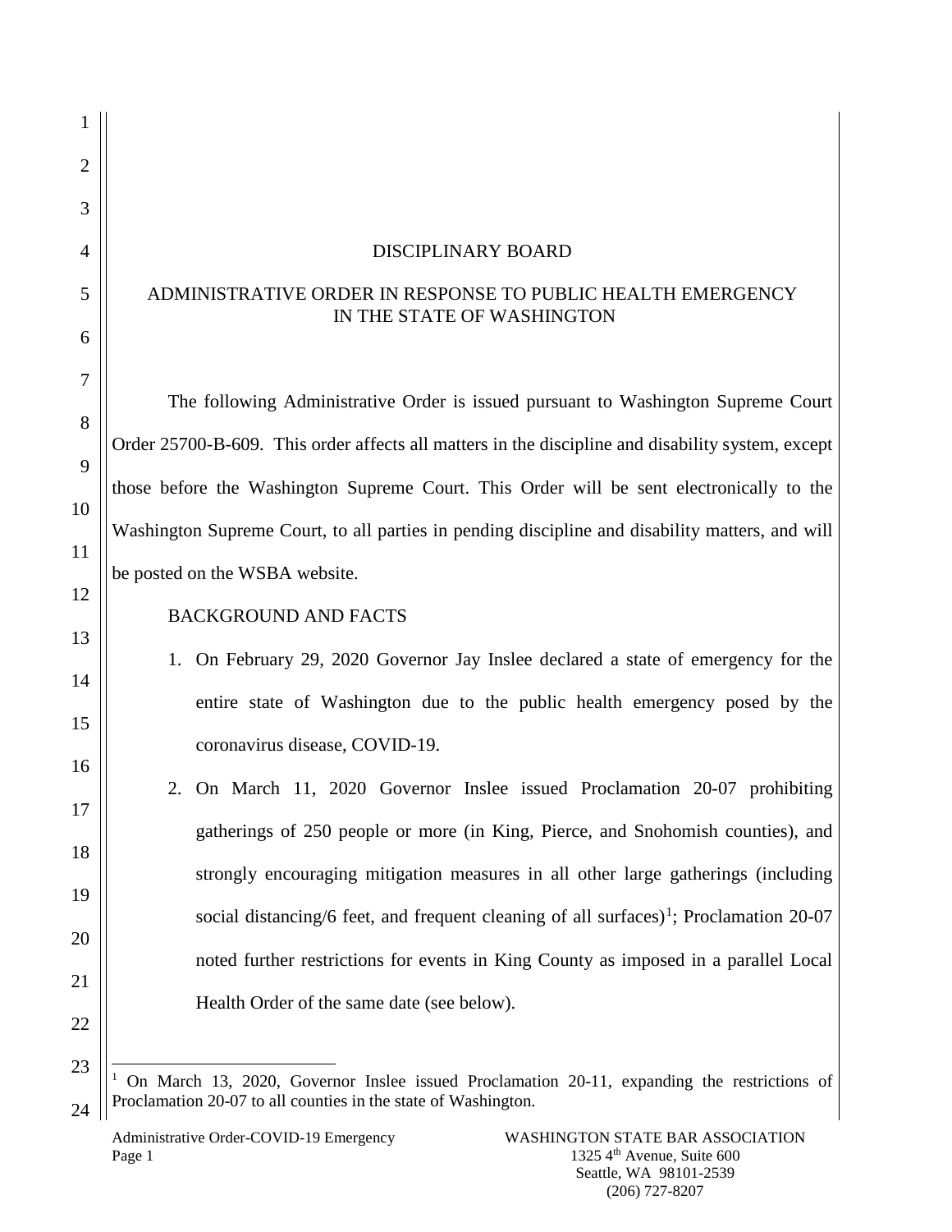# DISCIPLINARY BOARD

## ADMINISTRATIVE ORDER IN RESPONSE TO PUBLIC HEALTH EMERGENCY IN THE STATE OF WASHINGTON

The following Administrative Order is issued pursuant to Washington Supreme Court Order 25700-B-609. This order affects all matters in the discipline and disability system, except those before the Washington Supreme Court. This Order will be sent electronically to the Washington Supreme Court, to all parties in pending discipline and disability matters, and will be posted on the WSBA website.

BACKGROUND AND FACTS

1. On February 29, 2020 Governor Jay Inslee declared a state of emergency for the entire state of Washington due to the public health emergency posed by the coronavirus disease, COVID-19.
2. On March 11, 2020 Governor Inslee issued Proclamation 20-07 prohibiting gatherings of 250 people or more (in King, Pierce, and Snohomish counties), and strongly encouraging mitigation measures in all other large gatherings (including social distancing/6 feet, and frequent cleaning of all surfaces)[1]; Proclamation 20-07 noted further restrictions for events in King County as imposed in a parallel Local Health Order of the same date (see below).

[1] On March 13, 2020, Governor Inslee issued Proclamation 20-11, expanding the restrictions of Proclamation 20-07 to all counties in the state of Washington.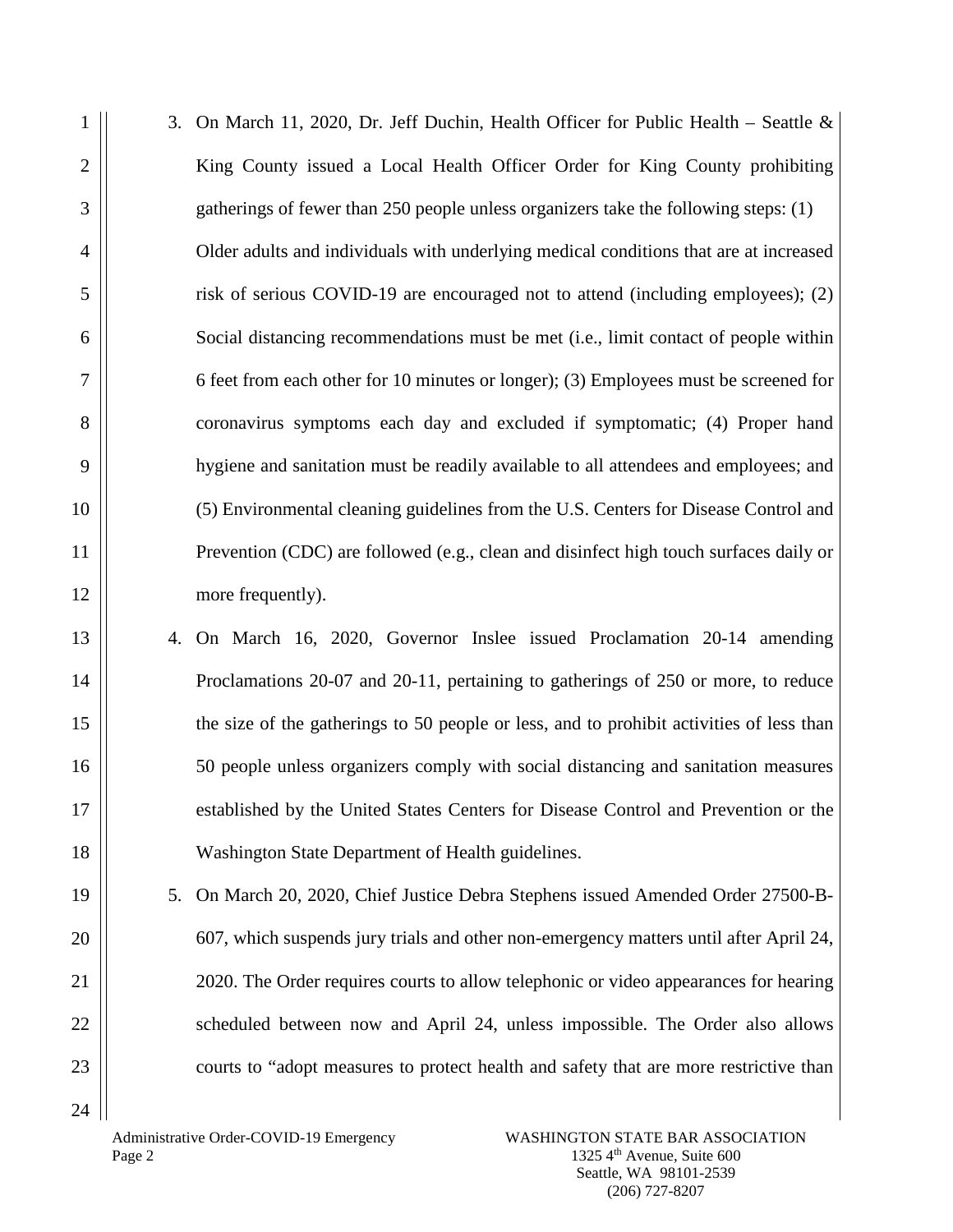3. On March 11, 2020, Dr. Jeff Duchin, Health Officer for Public Health – Seattle & King County issued a Local Health Officer Order for King County prohibiting gatherings of fewer than 250 people unless organizers take the following steps: (1) Older adults and individuals with underlying medical conditions that are at increased risk of serious COVID-19 are encouraged not to attend (including employees); (2) Social distancing recommendations must be met (i.e., limit contact of people within 6 feet from each other for 10 minutes or longer); (3) Employees must be screened for coronavirus symptoms each day and excluded if symptomatic; (4) Proper hand hygiene and sanitation must be readily available to all attendees and employees; and (5) Environmental cleaning guidelines from the U.S. Centers for Disease Control and Prevention (CDC) are followed (e.g., clean and disinfect high touch surfaces daily or more frequently).

4. On March 16, 2020, Governor Inslee issued Proclamation 20-14 amending Proclamations 20-07 and 20-11, pertaining to gatherings of 250 or more, to reduce the size of the gatherings to 50 people or less, and to prohibit activities of less than 50 people unless organizers comply with social distancing and sanitation measures established by the United States Centers for Disease Control and Prevention or the Washington State Department of Health guidelines.

5. On March 20, 2020, Chief Justice Debra Stephens issued Amended Order 27500-B-607, which suspends jury trials and other non-emergency matters until after April 24, 2020. The Order requires courts to allow telephonic or video appearances for hearing scheduled between now and April 24, unless impossible. The Order also allows courts to "adopt measures to protect health and safety that are more restrictive than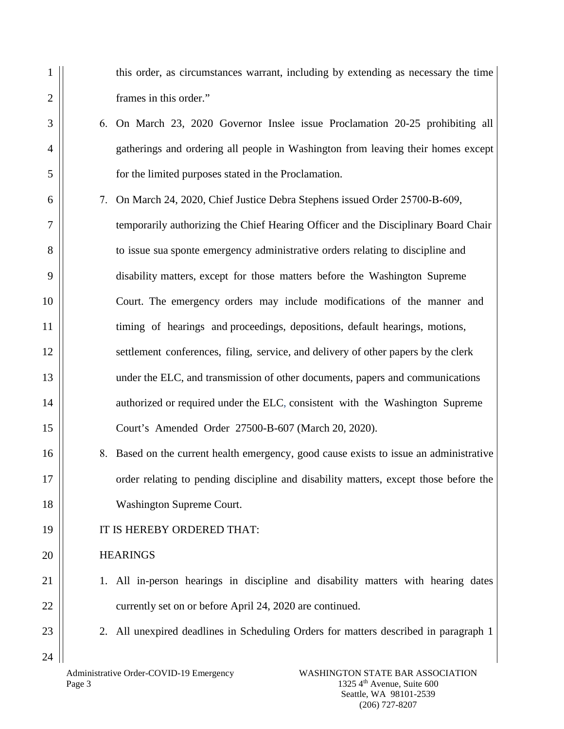this order, as circumstances warrant, including by extending as necessary the time frames in this order."

6. On March 23, 2020 Governor Inslee issue Proclamation 20-25 prohibiting all gatherings and ordering all people in Washington from leaving their homes except for the limited purposes stated in the Proclamation.
7. On March 24, 2020, Chief Justice Debra Stephens issued Order 25700-B-609, temporarily authorizing the Chief Hearing Officer and the Disciplinary Board Chair to issue sua sponte emergency administrative orders relating to discipline and disability matters, except for those matters before the Washington Supreme Court. The emergency orders may include modifications of the manner and timing of hearings and proceedings, depositions, default hearings, motions, settlement conferences, filing, service, and delivery of other papers by the clerk under the ELC, and transmission of other documents, papers and communications authorized or required under the ELC, consistent with the Washington Supreme Court's Amended Order 27500-B-607 (March 20, 2020).
8. Based on the current health emergency, good cause exists to issue an administrative order relating to pending discipline and disability matters, except those before the Washington Supreme Court.

IT IS HEREBY ORDERED THAT:

HEARINGS

1. All in-person hearings in discipline and disability matters with hearing dates currently set on or before April 24, 2020 are continued.
2. All unexpired deadlines in Scheduling Orders for matters described in paragraph 1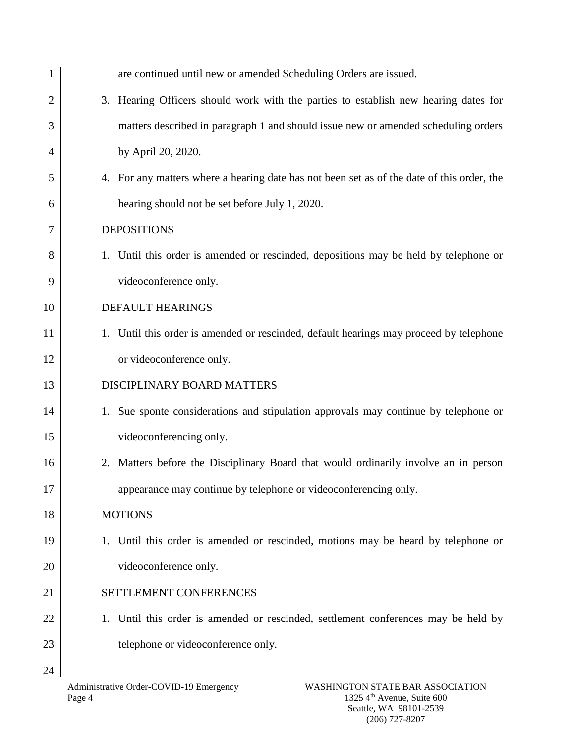are continued until new or amended Scheduling Orders are issued.

3. Hearing Officers should work with the parties to establish new hearing dates for matters described in paragraph 1 and should issue new or amended scheduling orders by April 20, 2020.
4. For any matters where a hearing date has not been set as of the date of this order, the hearing should not be set before July 1, 2020.

DEPOSITIONS

1. Until this order is amended or rescinded, depositions may be held by telephone or videoconference only.

DEFAULT HEARINGS

1. Until this order is amended or rescinded, default hearings may proceed by telephone or videoconference only.

DISCIPLINARY BOARD MATTERS

1. Sue sponte considerations and stipulation approvals may continue by telephone or videoconferencing only.
2. Matters before the Disciplinary Board that would ordinarily involve an in person appearance may continue by telephone or videoconferencing only.

MOTIONS

1. Until this order is amended or rescinded, motions may be heard by telephone or videoconference only.

SETTLEMENT CONFERENCES

1. Until this order is amended or rescinded, settlement conferences may be held by telephone or videoconference only.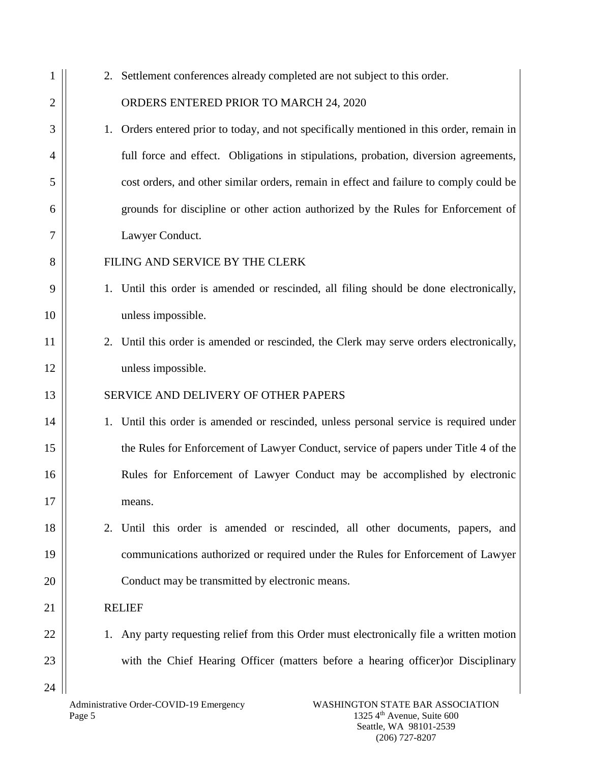2. Settlement conferences already completed are not subject to this order.

ORDERS ENTERED PRIOR TO MARCH 24, 2020

1. Orders entered prior to today, and not specifically mentioned in this order, remain in full force and effect. Obligations in stipulations, probation, diversion agreements, cost orders, and other similar orders, remain in effect and failure to comply could be grounds for discipline or other action authorized by the Rules for Enforcement of Lawyer Conduct.

FILING AND SERVICE BY THE CLERK

1. Until this order is amended or rescinded, all filing should be done electronically, unless impossible.
2. Until this order is amended or rescinded, the Clerk may serve orders electronically, unless impossible.

SERVICE AND DELIVERY OF OTHER PAPERS

1. Until this order is amended or rescinded, unless personal service is required under the Rules for Enforcement of Lawyer Conduct, service of papers under Title 4 of the Rules for Enforcement of Lawyer Conduct may be accomplished by electronic means.
2. Until this order is amended or rescinded, all other documents, papers, and communications authorized or required under the Rules for Enforcement of Lawyer Conduct may be transmitted by electronic means.

RELIEF

1. Any party requesting relief from this Order must electronically file a written motion with the Chief Hearing Officer (matters before a hearing officer)or Disciplinary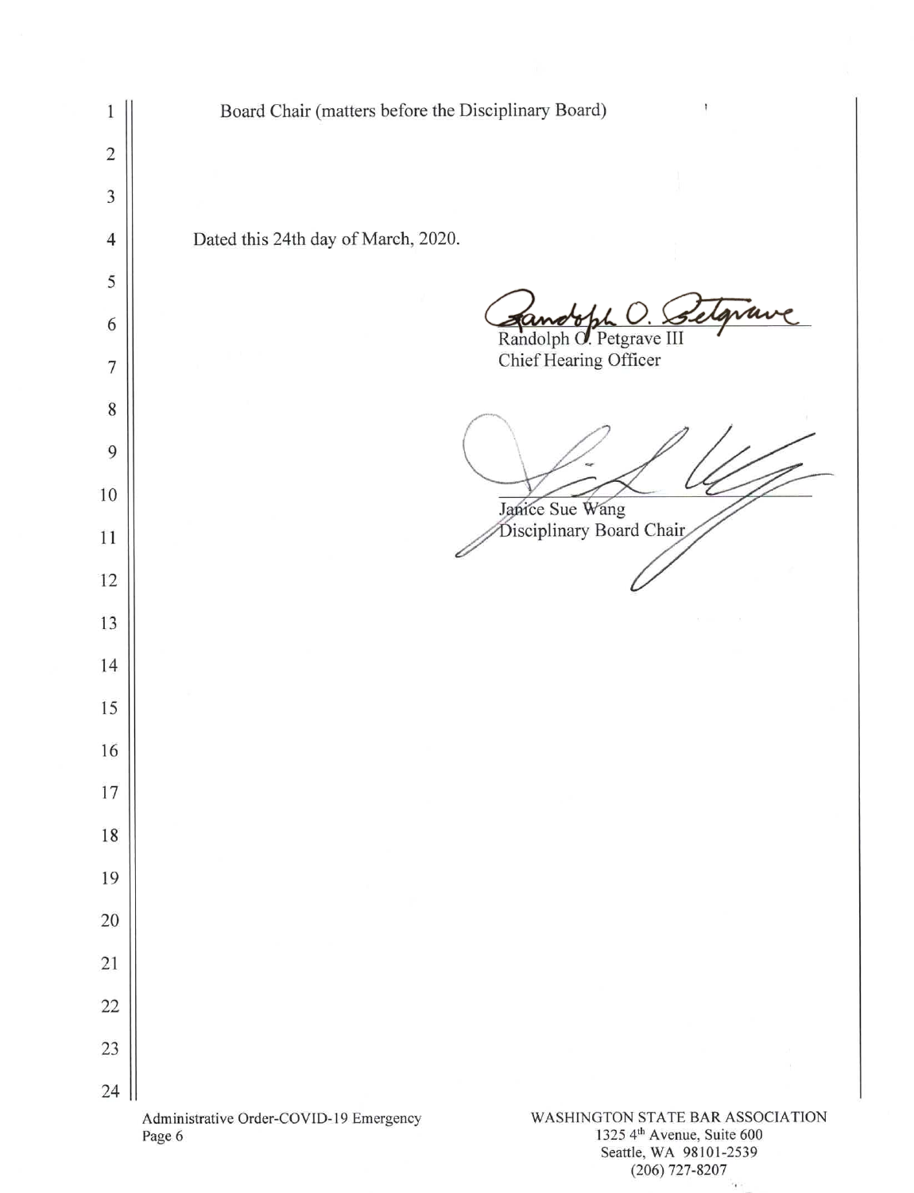Board Chair (matters before the Disciplinary Board)

Dated this 24th day of March, 2020.

Randolph O. Petgrave III
Chief Hearing Officer

Janice Sue Wang
Disciplinary Board Chair

Administrative Order-COVID-19 Emergency
Page 6

WASHINGTON STATE BAR ASSOCIATION
1325 4th Avenue, Suite 600
Seattle, WA 98101-2539
(206) 727-8207